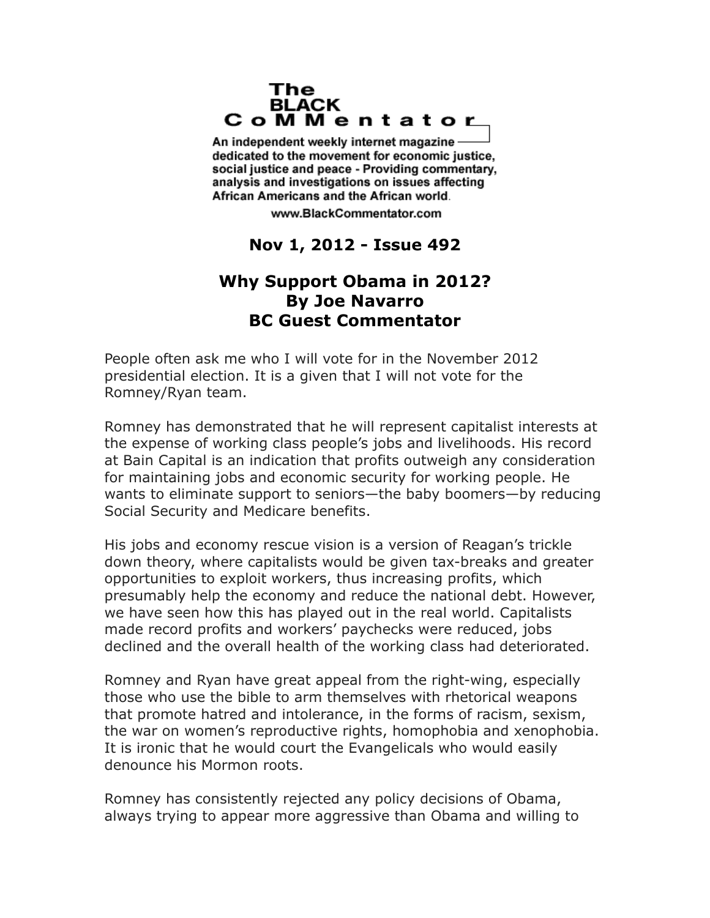**The BLACK CoMMentator**

An independent weekly internet magazine dedicated to the movement for economic justice, social justice and peace - Providing commentary, analysis and investigations on issues affecting African Americans and the African world.

www.BlackCommentator.com

**Nov 1, 2012 - Issue 492**

# Why Support Obama in 2012?
## By Joe Navarro
## BC Guest Commentator

People often ask me who I will vote for in the November 2012 presidential election. It is a given that I will not vote for the Romney/Ryan team.

Romney has demonstrated that he will represent capitalist interests at the expense of working class people's jobs and livelihoods. His record at Bain Capital is an indication that profits outweigh any consideration for maintaining jobs and economic security for working people. He wants to eliminate support to seniors—the baby boomers—by reducing Social Security and Medicare benefits.

His jobs and economy rescue vision is a version of Reagan's trickle down theory, where capitalists would be given tax-breaks and greater opportunities to exploit workers, thus increasing profits, which presumably help the economy and reduce the national debt. However, we have seen how this has played out in the real world. Capitalists made record profits and workers' paychecks were reduced, jobs declined and the overall health of the working class had deteriorated.

Romney and Ryan have great appeal from the right-wing, especially those who use the bible to arm themselves with rhetorical weapons that promote hatred and intolerance, in the forms of racism, sexism, the war on women's reproductive rights, homophobia and xenophobia. It is ironic that he would court the Evangelicals who would easily denounce his Mormon roots.

Romney has consistently rejected any policy decisions of Obama, always trying to appear more aggressive than Obama and willing to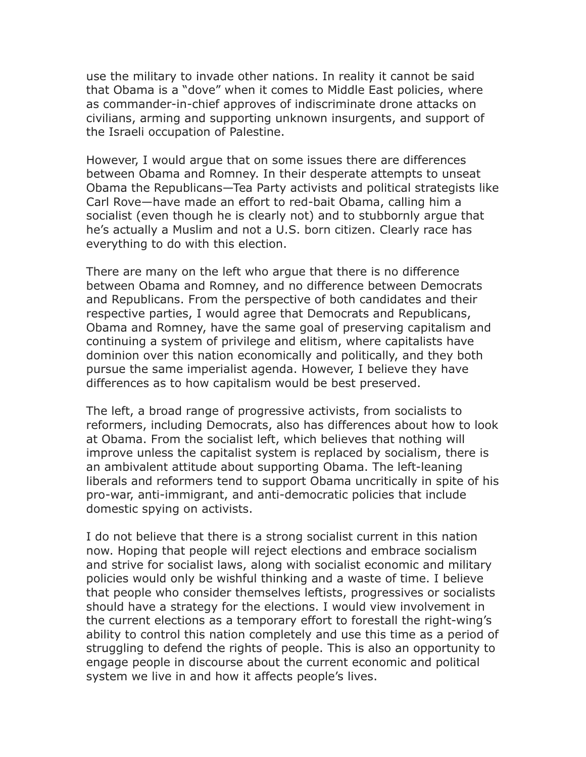use the military to invade other nations. In reality it cannot be said that Obama is a "dove" when it comes to Middle East policies, where as commander-in-chief approves of indiscriminate drone attacks on civilians, arming and supporting unknown insurgents, and support of the Israeli occupation of Palestine.

However, I would argue that on some issues there are differences between Obama and Romney. In their desperate attempts to unseat Obama the Republicans—Tea Party activists and political strategists like Carl Rove—have made an effort to red-bait Obama, calling him a socialist (even though he is clearly not) and to stubbornly argue that he's actually a Muslim and not a U.S. born citizen. Clearly race has everything to do with this election.

There are many on the left who argue that there is no difference between Obama and Romney, and no difference between Democrats and Republicans. From the perspective of both candidates and their respective parties, I would agree that Democrats and Republicans, Obama and Romney, have the same goal of preserving capitalism and continuing a system of privilege and elitism, where capitalists have dominion over this nation economically and politically, and they both pursue the same imperialist agenda. However, I believe they have differences as to how capitalism would be best preserved.

The left, a broad range of progressive activists, from socialists to reformers, including Democrats, also has differences about how to look at Obama. From the socialist left, which believes that nothing will improve unless the capitalist system is replaced by socialism, there is an ambivalent attitude about supporting Obama. The left-leaning liberals and reformers tend to support Obama uncritically in spite of his pro-war, anti-immigrant, and anti-democratic policies that include domestic spying on activists.

I do not believe that there is a strong socialist current in this nation now. Hoping that people will reject elections and embrace socialism and strive for socialist laws, along with socialist economic and military policies would only be wishful thinking and a waste of time. I believe that people who consider themselves leftists, progressives or socialists should have a strategy for the elections. I would view involvement in the current elections as a temporary effort to forestall the right-wing's ability to control this nation completely and use this time as a period of struggling to defend the rights of people. This is also an opportunity to engage people in discourse about the current economic and political system we live in and how it affects people's lives.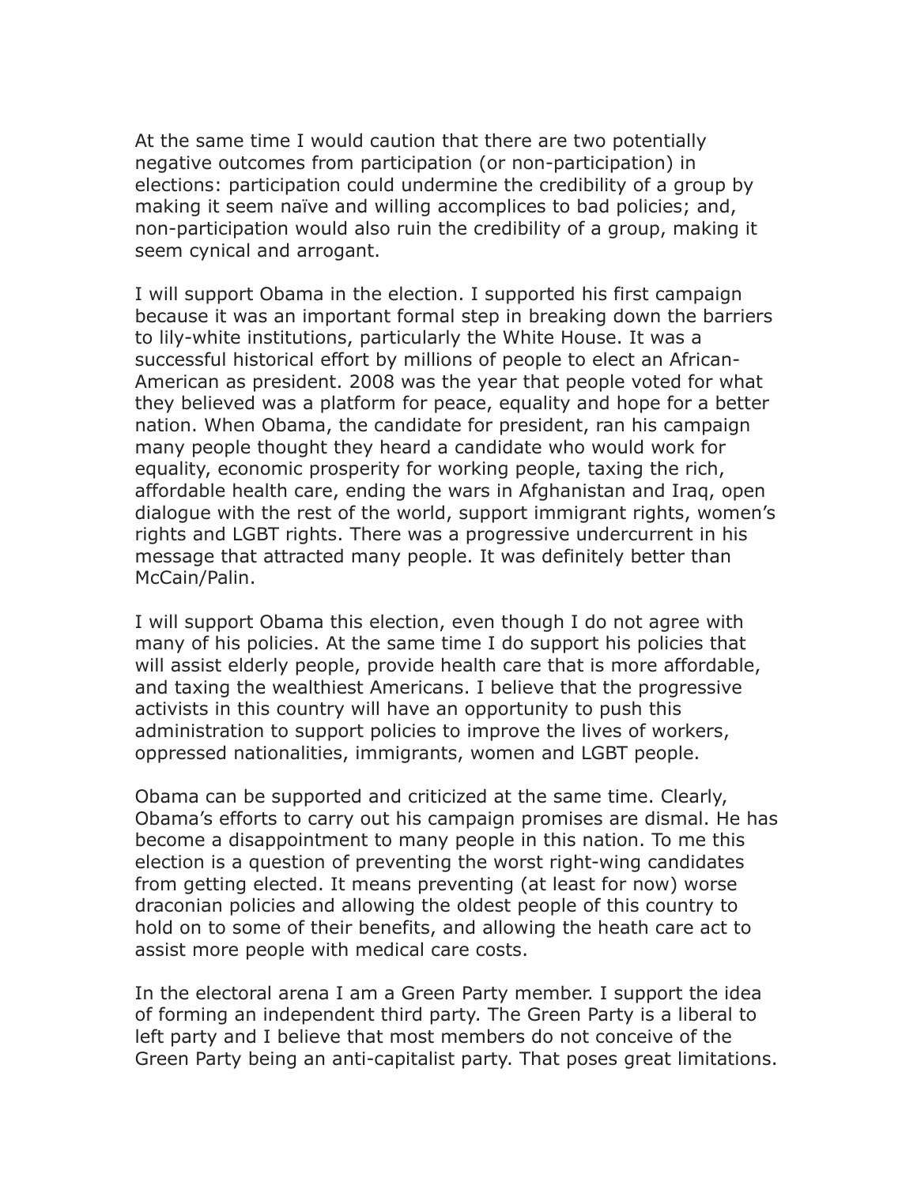At the same time I would caution that there are two potentially negative outcomes from participation (or non-participation) in elections: participation could undermine the credibility of a group by making it seem naïve and willing accomplices to bad policies; and, non-participation would also ruin the credibility of a group, making it seem cynical and arrogant.

I will support Obama in the election. I supported his first campaign because it was an important formal step in breaking down the barriers to lily-white institutions, particularly the White House. It was a successful historical effort by millions of people to elect an African-American as president. 2008 was the year that people voted for what they believed was a platform for peace, equality and hope for a better nation. When Obama, the candidate for president, ran his campaign many people thought they heard a candidate who would work for equality, economic prosperity for working people, taxing the rich, affordable health care, ending the wars in Afghanistan and Iraq, open dialogue with the rest of the world, support immigrant rights, women's rights and LGBT rights. There was a progressive undercurrent in his message that attracted many people. It was definitely better than McCain/Palin.

I will support Obama this election, even though I do not agree with many of his policies. At the same time I do support his policies that will assist elderly people, provide health care that is more affordable, and taxing the wealthiest Americans. I believe that the progressive activists in this country will have an opportunity to push this administration to support policies to improve the lives of workers, oppressed nationalities, immigrants, women and LGBT people.

Obama can be supported and criticized at the same time. Clearly, Obama's efforts to carry out his campaign promises are dismal. He has become a disappointment to many people in this nation. To me this election is a question of preventing the worst right-wing candidates from getting elected. It means preventing (at least for now) worse draconian policies and allowing the oldest people of this country to hold on to some of their benefits, and allowing the heath care act to assist more people with medical care costs.

In the electoral arena I am a Green Party member. I support the idea of forming an independent third party. The Green Party is a liberal to left party and I believe that most members do not conceive of the Green Party being an anti-capitalist party. That poses great limitations.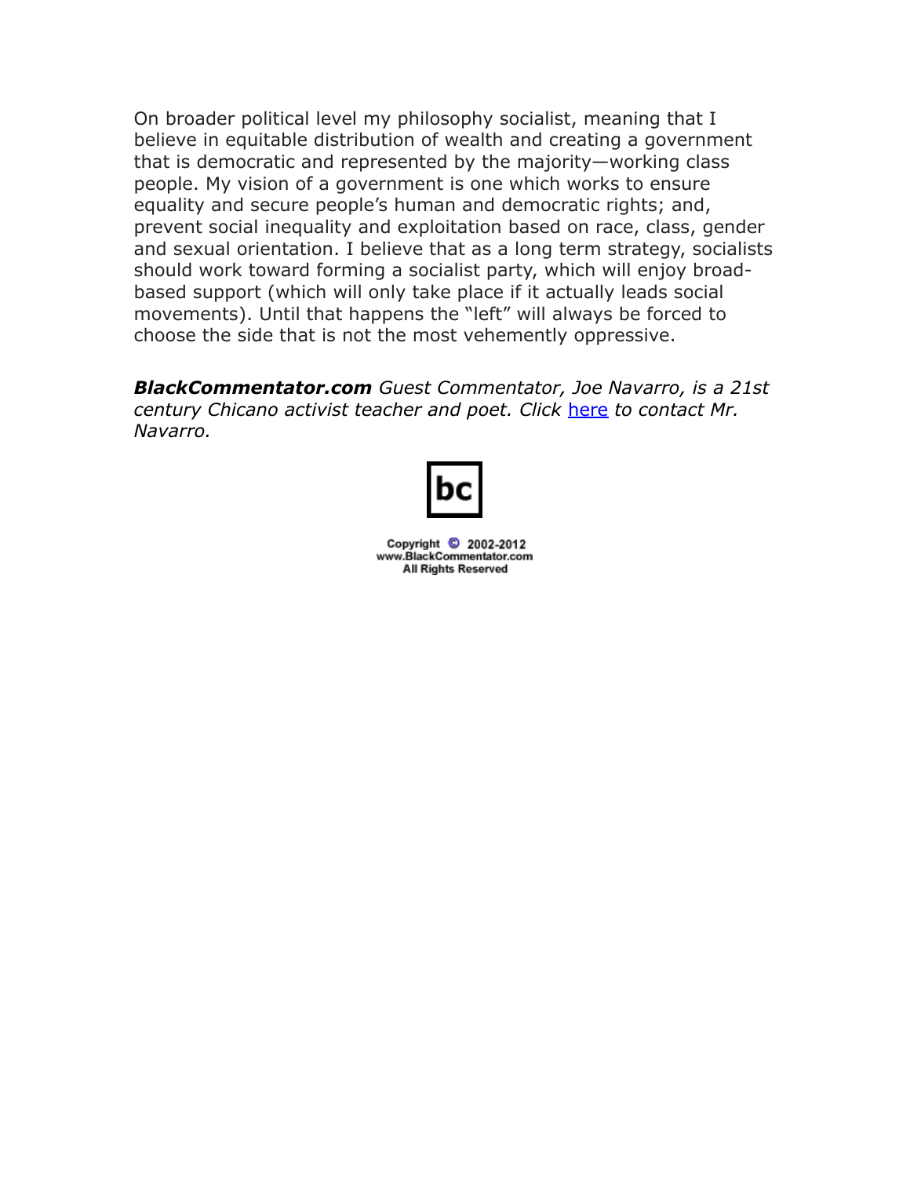On broader political level my philosophy socialist, meaning that I believe in equitable distribution of wealth and creating a government that is democratic and represented by the majority—working class people. My vision of a government is one which works to ensure equality and secure people's human and democratic rights; and, prevent social inequality and exploitation based on race, class, gender and sexual orientation. I believe that as a long term strategy, socialists should work toward forming a socialist party, which will enjoy broad-based support (which will only take place if it actually leads social movements). Until that happens the "left" will always be forced to choose the side that is not the most vehemently oppressive.

***BlackCommentator.com*** *Guest Commentator, Joe Navarro, is a 21st century Chicano activist teacher and poet. Click here to contact Mr. Navarro.*

bc

Copyright © 2002-2012
www.BlackCommentator.com
All Rights Reserved